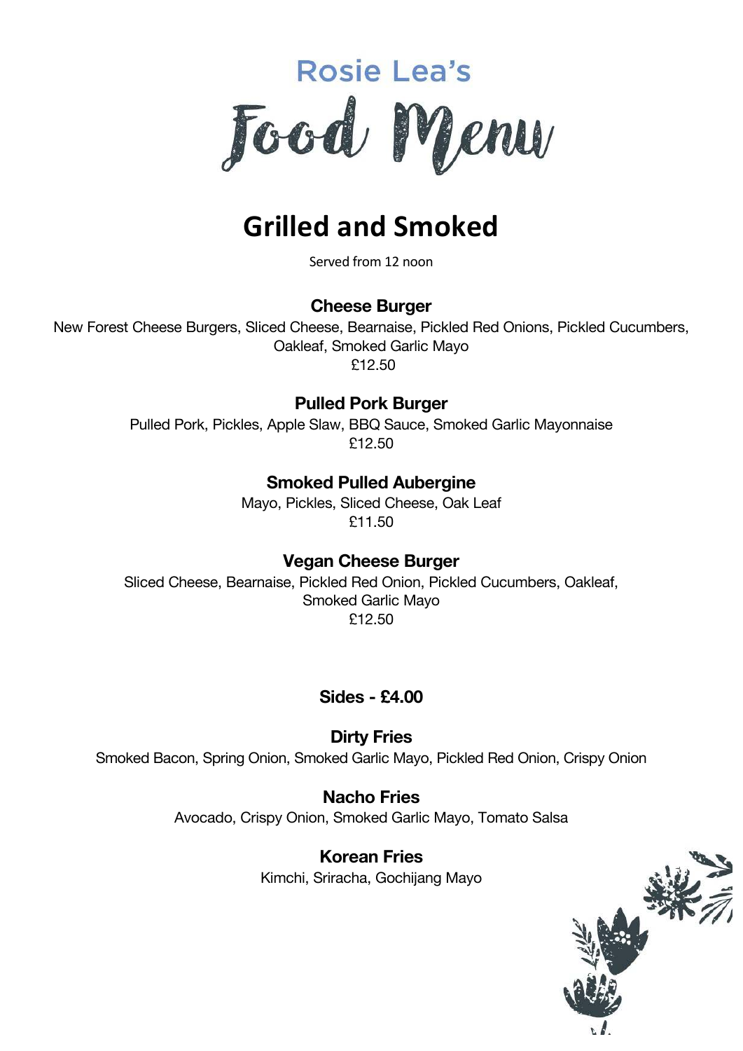# Rosie Lea's Food Menu

## Grilled and Smoked

Served from 12 noon

**Cheese Burger**
New Forest Cheese Burgers, Sliced Cheese, Bearnaise, Pickled Red Onions, Pickled Cucumbers, Oakleaf, Smoked Garlic Mayo
£12.50

**Pulled Pork Burger**
Pulled Pork, Pickles, Apple Slaw, BBQ Sauce, Smoked Garlic Mayonnaise
£12.50

**Smoked Pulled Aubergine**
Mayo, Pickles, Sliced Cheese, Oak Leaf
£11.50

**Vegan Cheese Burger**
Sliced Cheese, Bearnaise, Pickled Red Onion, Pickled Cucumbers, Oakleaf, Smoked Garlic Mayo
£12.50

### Sides - £4.00

**Dirty Fries**
Smoked Bacon, Spring Onion, Smoked Garlic Mayo, Pickled Red Onion, Crispy Onion

**Nacho Fries**
Avocado, Crispy Onion, Smoked Garlic Mayo, Tomato Salsa

**Korean Fries**
Kimchi, Sriracha, Gochijang Mayo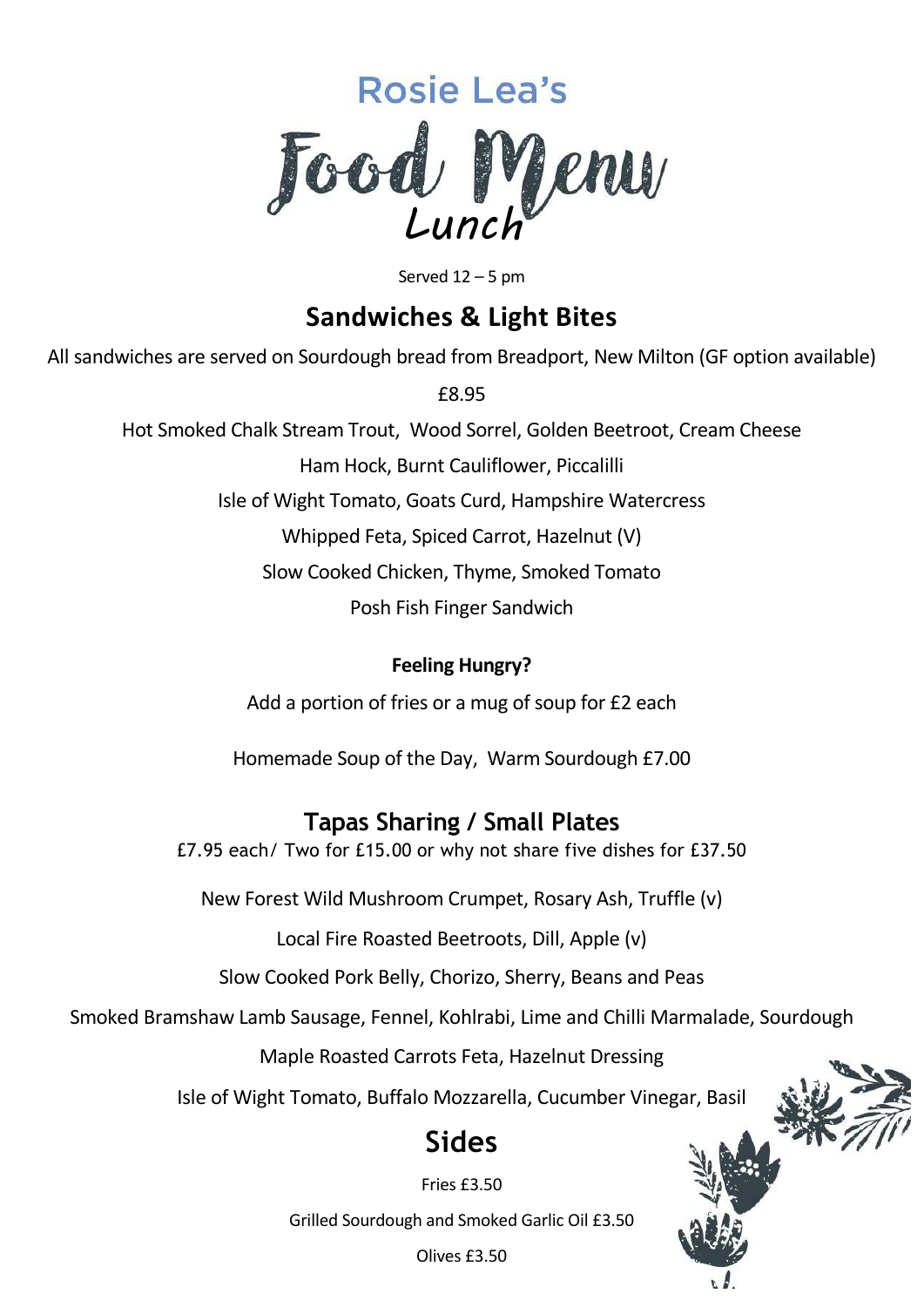Rosie Lea's

# Food Menu

## Lunch

Served 12 – 5 pm

## Sandwiches & Light Bites

All sandwiches are served on Sourdough bread from Breadport, New Milton (GF option available)

£8.95

Hot Smoked Chalk Stream Trout, Wood Sorrel, Golden Beetroot, Cream Cheese

Ham Hock, Burnt Cauliflower, Piccalilli

Isle of Wight Tomato, Goats Curd, Hampshire Watercress

Whipped Feta, Spiced Carrot, Hazelnut (V)

Slow Cooked Chicken, Thyme, Smoked Tomato

Posh Fish Finger Sandwich

**Feeling Hungry?**

Add a portion of fries or a mug of soup for £2 each

Homemade Soup of the Day, Warm Sourdough £7.00

## Tapas Sharing / Small Plates

£7.95 each/ Two for £15.00 or why not share five dishes for £37.50

New Forest Wild Mushroom Crumpet, Rosary Ash, Truffle (v)

Local Fire Roasted Beetroots, Dill, Apple (v)

Slow Cooked Pork Belly, Chorizo, Sherry, Beans and Peas

Smoked Bramshaw Lamb Sausage, Fennel, Kohlrabi, Lime and Chilli Marmalade, Sourdough

Maple Roasted Carrots Feta, Hazelnut Dressing

Isle of Wight Tomato, Buffalo Mozzarella, Cucumber Vinegar, Basil

## Sides

Fries £3.50

Grilled Sourdough and Smoked Garlic Oil £3.50

Olives £3.50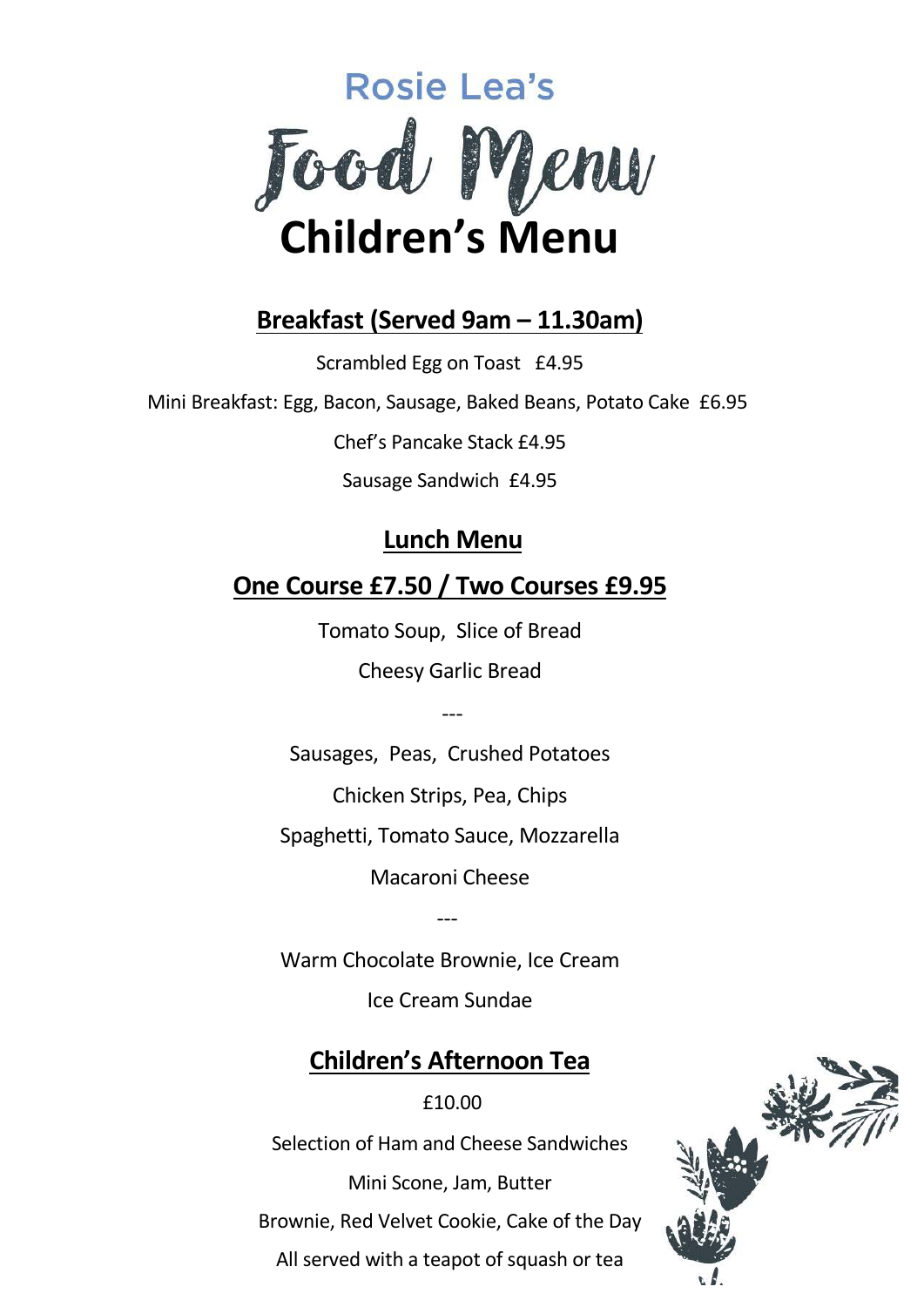Rosie Lea's

# Food Menu

# Children's Menu

## Breakfast (Served 9am – 11.30am)

Scrambled Egg on Toast   £4.95

Mini Breakfast: Egg, Bacon, Sausage, Baked Beans, Potato Cake  £6.95

Chef's Pancake Stack £4.95

Sausage Sandwich  £4.95

## Lunch Menu

## One Course £7.50 / Two Courses £9.95

Tomato Soup,  Slice of Bread

Cheesy Garlic Bread

---

Sausages,  Peas,  Crushed Potatoes

Chicken Strips, Pea, Chips

Spaghetti, Tomato Sauce, Mozzarella

Macaroni Cheese

---

Warm Chocolate Brownie, Ice Cream

Ice Cream Sundae

## Children's Afternoon Tea

£10.00

Selection of Ham and Cheese Sandwiches

Mini Scone, Jam, Butter

Brownie, Red Velvet Cookie, Cake of the Day

All served with a teapot of squash or tea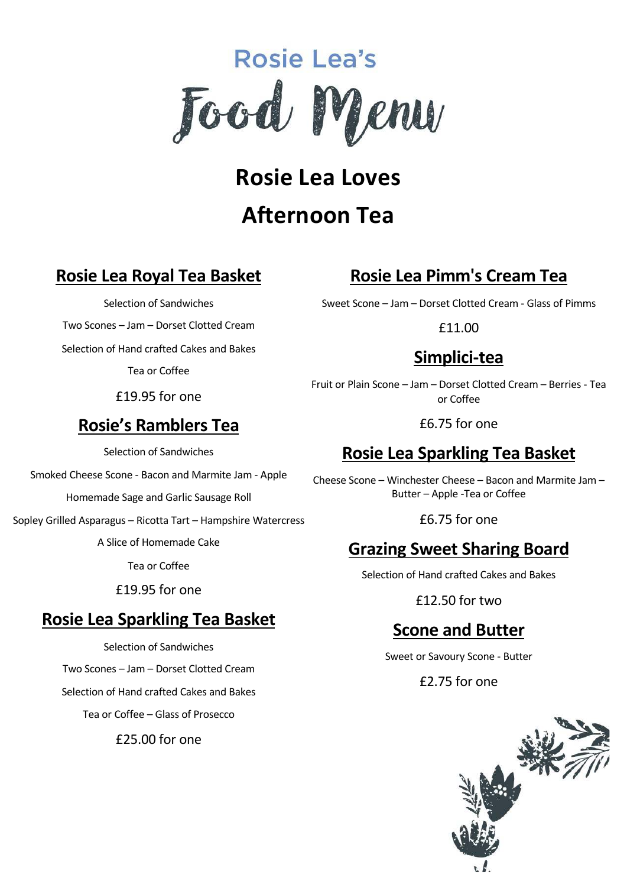Rosie Lea's

# Food Menu

## Rosie Lea Loves

## Afternoon Tea

### Rosie Lea Royal Tea Basket

Selection of Sandwiches

Two Scones – Jam – Dorset Clotted Cream

Selection of Hand crafted Cakes and Bakes

Tea or Coffee

£19.95 for one

### Rosie's Ramblers Tea

Selection of Sandwiches

Smoked Cheese Scone - Bacon and Marmite Jam - Apple

Homemade Sage and Garlic Sausage Roll

Sopley Grilled Asparagus – Ricotta Tart – Hampshire Watercress

A Slice of Homemade Cake

Tea or Coffee

£19.95 for one

### Rosie Lea Sparkling Tea Basket

Selection of Sandwiches

Two Scones – Jam – Dorset Clotted Cream

Selection of Hand crafted Cakes and Bakes

Tea or Coffee – Glass of Prosecco

£25.00 for one

### Rosie Lea Pimm's Cream Tea

Sweet Scone – Jam – Dorset Clotted Cream - Glass of Pimms

£11.00

### Simplici-tea

Fruit or Plain Scone – Jam – Dorset Clotted Cream – Berries - Tea or Coffee

£6.75 for one

### Rosie Lea Sparkling Tea Basket

Cheese Scone – Winchester Cheese – Bacon and Marmite Jam – Butter – Apple -Tea or Coffee

£6.75 for one

### Grazing Sweet Sharing Board

Selection of Hand crafted Cakes and Bakes

£12.50 for two

### Scone and Butter

Sweet or Savoury Scone - Butter

£2.75 for one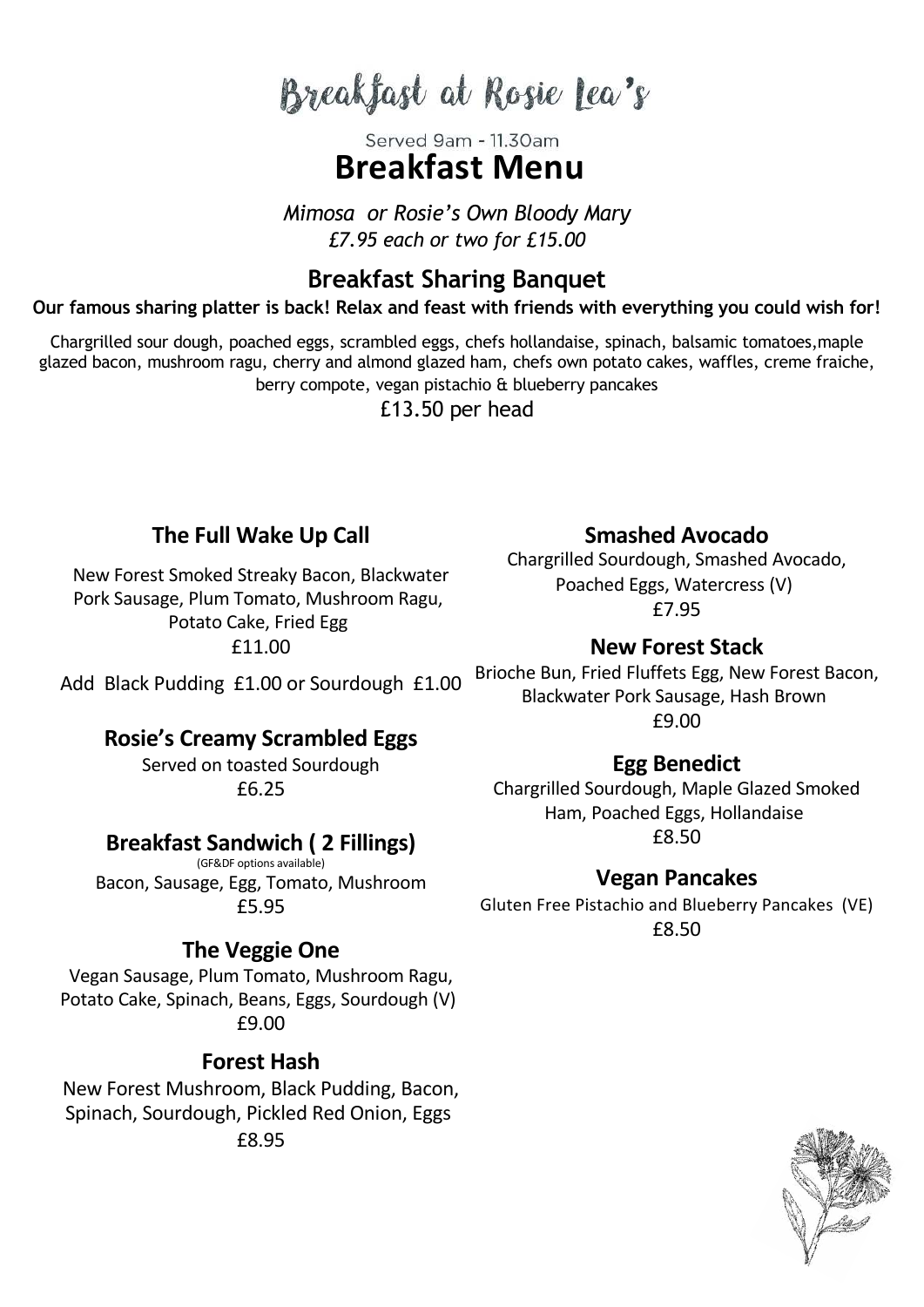# Breakfast at Rosie Lea's

Served 9am - 11.30am

## Breakfast Menu

*Mimosa or Rosie's Own Bloody Mary*
*£7.95 each or two for £15.00*

## Breakfast Sharing Banquet

**Our famous sharing platter is back! Relax and feast with friends with everything you could wish for!**

Chargrilled sour dough, poached eggs, scrambled eggs, chefs hollandaise, spinach, balsamic tomatoes,maple glazed bacon, mushroom ragu, cherry and almond glazed ham, chefs own potato cakes, waffles, creme fraiche, berry compote, vegan pistachio & blueberry pancakes

£13.50 per head

### The Full Wake Up Call

New Forest Smoked Streaky Bacon, Blackwater Pork Sausage, Plum Tomato, Mushroom Ragu, Potato Cake, Fried Egg

£11.00

Add Black Pudding £1.00 or Sourdough £1.00

### Rosie's Creamy Scrambled Eggs

Served on toasted Sourdough

£6.25

### Breakfast Sandwich ( 2 Fillings)

(GF&DF options available)

Bacon, Sausage, Egg, Tomato, Mushroom

£5.95

### The Veggie One

Vegan Sausage, Plum Tomato, Mushroom Ragu, Potato Cake, Spinach, Beans, Eggs, Sourdough (V)

£9.00

### Forest Hash

New Forest Mushroom, Black Pudding, Bacon, Spinach, Sourdough, Pickled Red Onion, Eggs

£8.95

### Smashed Avocado

Chargrilled Sourdough, Smashed Avocado, Poached Eggs, Watercress (V)

£7.95

### New Forest Stack

Brioche Bun, Fried Fluffets Egg, New Forest Bacon, Blackwater Pork Sausage, Hash Brown

£9.00

### Egg Benedict

Chargrilled Sourdough, Maple Glazed Smoked Ham, Poached Eggs, Hollandaise

£8.50

### Vegan Pancakes

Gluten Free Pistachio and Blueberry Pancakes (VE)

£8.50